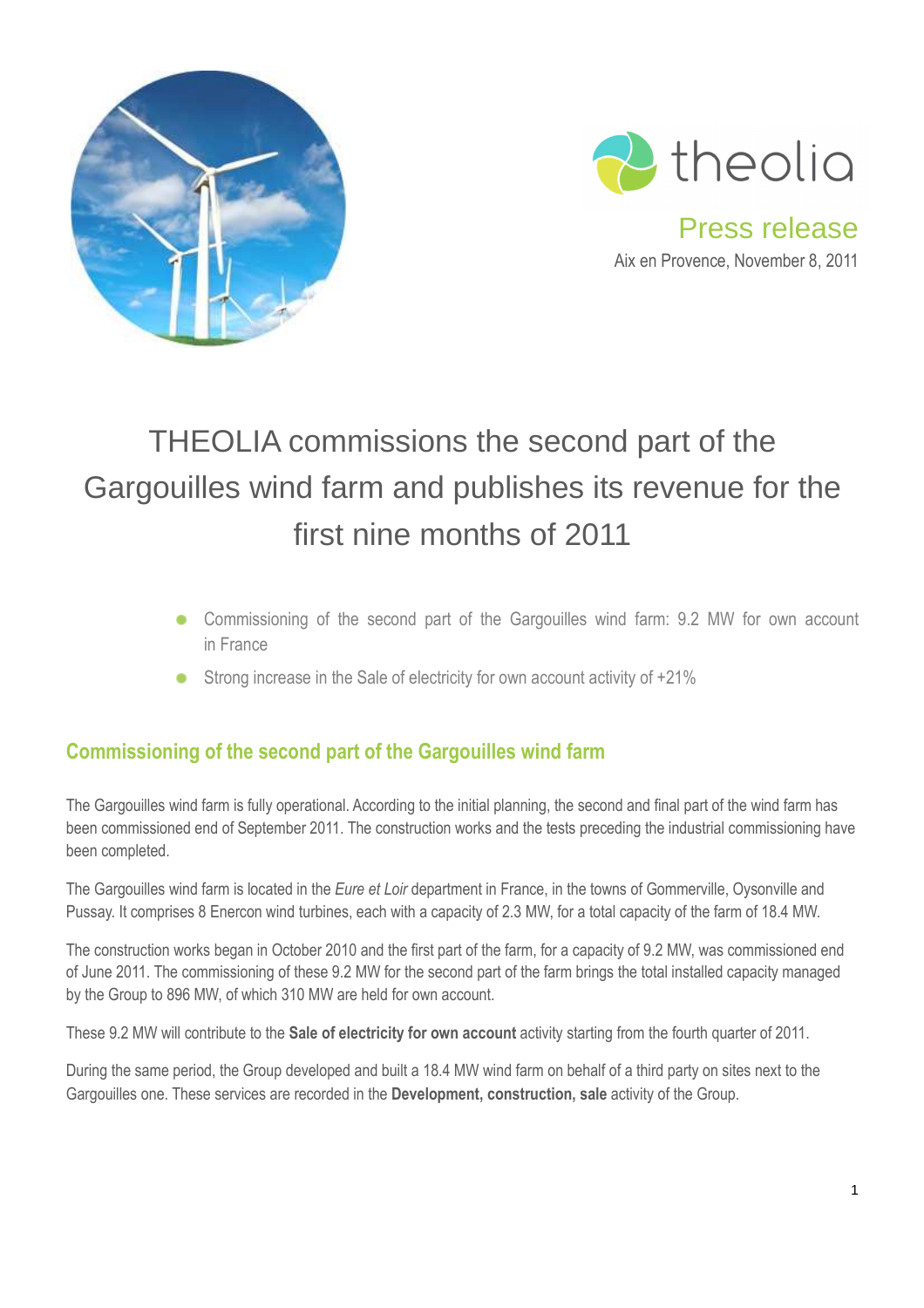theolia

Press release

Aix en Provence, November 8, 2011

# THEOLIA commissions the second part of the Gargouilles wind farm and publishes its revenue for the first nine months of 2011

- Commissioning of the second part of the Gargouilles wind farm: 9.2 MW for own account in France
- Strong increase in the Sale of electricity for own account activity of +21%

## Commissioning of the second part of the Gargouilles wind farm

The Gargouilles wind farm is fully operational. According to the initial planning, the second and final part of the wind farm has been commissioned end of September 2011. The construction works and the tests preceding the industrial commissioning have been completed.

The Gargouilles wind farm is located in the *Eure et Loir* department in France, in the towns of Gommerville, Oysonville and Pussay. It comprises 8 Enercon wind turbines, each with a capacity of 2.3 MW, for a total capacity of the farm of 18.4 MW.

The construction works began in October 2010 and the first part of the farm, for a capacity of 9.2 MW, was commissioned end of June 2011. The commissioning of these 9.2 MW for the second part of the farm brings the total installed capacity managed by the Group to 896 MW, of which 310 MW are held for own account.

These 9.2 MW will contribute to the **Sale of electricity for own account** activity starting from the fourth quarter of 2011.

During the same period, the Group developed and built a 18.4 MW wind farm on behalf of a third party on sites next to the Gargouilles one. These services are recorded in the **Development, construction, sale** activity of the Group.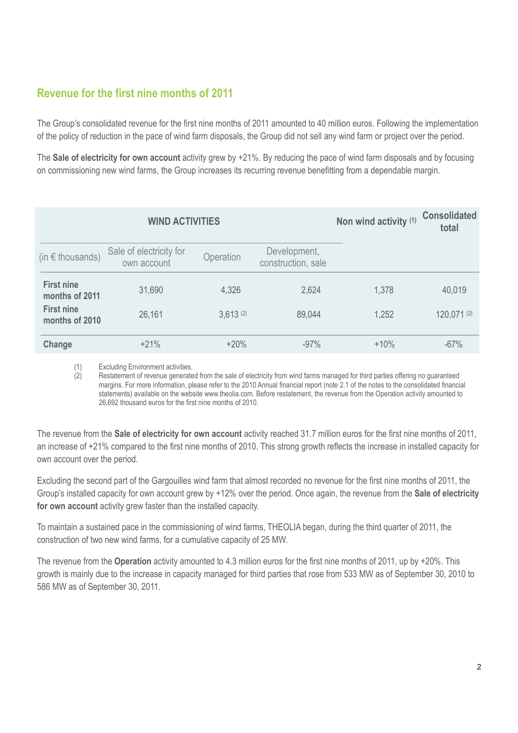## Revenue for the first nine months of 2011

The Group's consolidated revenue for the first nine months of 2011 amounted to 40 million euros. Following the implementation of the policy of reduction in the pace of wind farm disposals, the Group did not sell any wind farm or project over the period.

The **Sale of electricity for own account** activity grew by +21%. By reducing the pace of wind farm disposals and by focusing on commissioning new wind farms, the Group increases its recurring revenue benefitting from a dependable margin.

| | WIND ACTIVITIES | | | Non wind activity (1) | Consolidated total |
|---|---|---|---|---|---|
| (in € thousands) | Sale of electricity for own account | Operation | Development, construction, sale | | |
| **First nine months of 2011** | 31,690 | 4,326 | 2,624 | 1,378 | 40,019 |
| **First nine months of 2010** | 26,161 | 3,613 (2) | 89,044 | 1,252 | 120,071 (2) |
| **Change** | +21% | +20% | -97% | +10% | -67% |

(1) Excluding Environment activities.
(2) Restatement of revenue generated from the sale of electricity from wind farms managed for third parties offering no guaranteed margins. For more information, please refer to the 2010 Annual financial report (note 2.1 of the notes to the consolidated financial statements) available on the website www.theolia.com. Before restatement, the revenue from the Operation activity amounted to 26,692 thousand euros for the first nine months of 2010.

The revenue from the **Sale of electricity for own account** activity reached 31.7 million euros for the first nine months of 2011, an increase of +21% compared to the first nine months of 2010. This strong growth reflects the increase in installed capacity for own account over the period.

Excluding the second part of the Gargouilles wind farm that almost recorded no revenue for the first nine months of 2011, the Group's installed capacity for own account grew by +12% over the period. Once again, the revenue from the **Sale of electricity for own account** activity grew faster than the installed capacity.

To maintain a sustained pace in the commissioning of wind farms, THEOLIA began, during the third quarter of 2011, the construction of two new wind farms, for a cumulative capacity of 25 MW.

The revenue from the **Operation** activity amounted to 4.3 million euros for the first nine months of 2011, up by +20%. This growth is mainly due to the increase in capacity managed for third parties that rose from 533 MW as of September 30, 2010 to 586 MW as of September 30, 2011.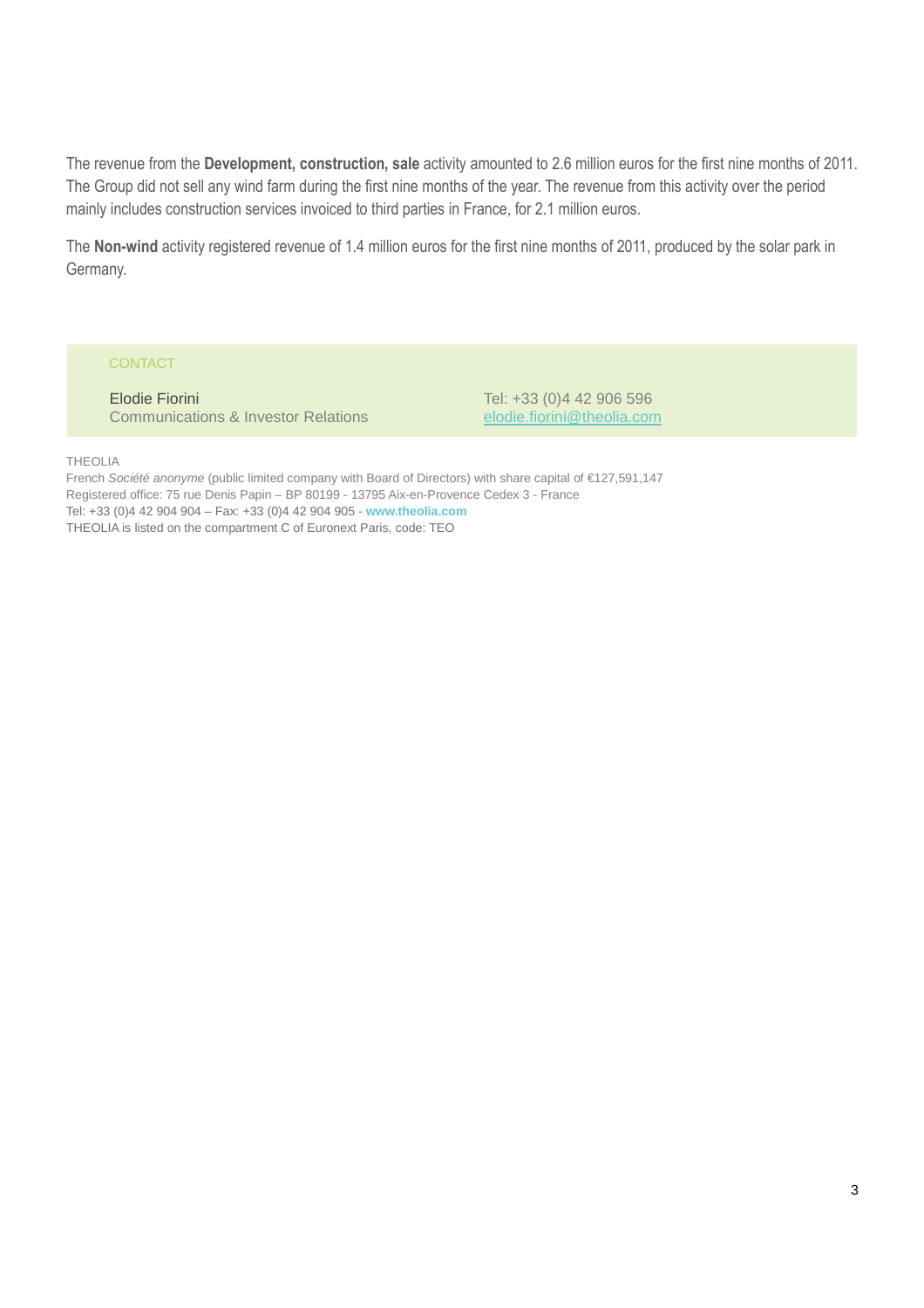The revenue from the **Development, construction, sale** activity amounted to 2.6 million euros for the first nine months of 2011. The Group did not sell any wind farm during the first nine months of the year. The revenue from this activity over the period mainly includes construction services invoiced to third parties in France, for 2.1 million euros.

The **Non-wind** activity registered revenue of 1.4 million euros for the first nine months of 2011, produced by the solar park in Germany.

CONTACT

Elodie Fiorini
Communications & Investor Relations

Tel: +33 (0)4 42 906 596
elodie.fiorini@theolia.com

THEOLIA
French *Société anonyme* (public limited company with Board of Directors) with share capital of €127,591,147
Registered office: 75 rue Denis Papin – BP 80199 - 13795 Aix-en-Provence Cedex 3 - France
Tel: +33 (0)4 42 904 904 – Fax: +33 (0)4 42 904 905 - **www.theolia.com**
THEOLIA is listed on the compartment C of Euronext Paris, code: TEO